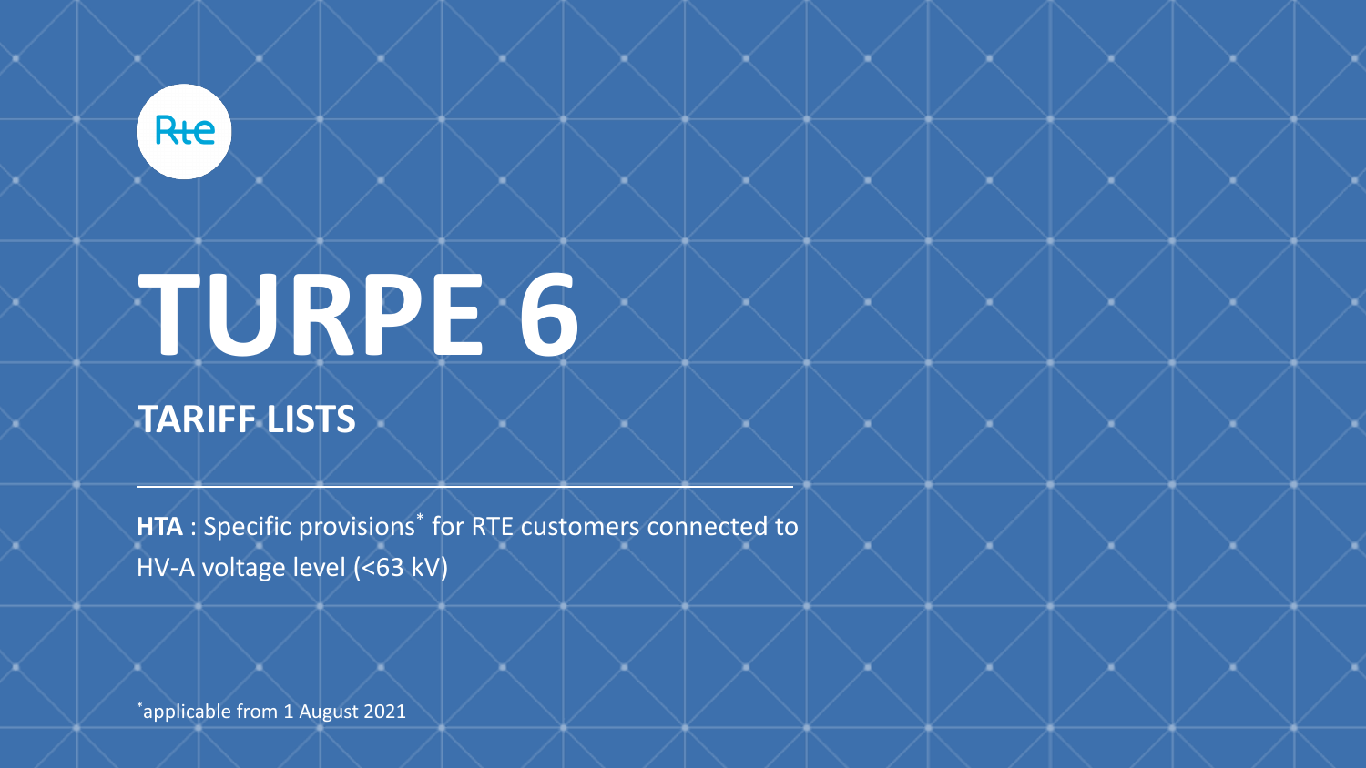Rte

# TURPE 6

## TARIFF LISTS

**HTA** : Specific provisions* for RTE customers connected to HV-A voltage level (<63 kV)

*applicable from 1 August 2021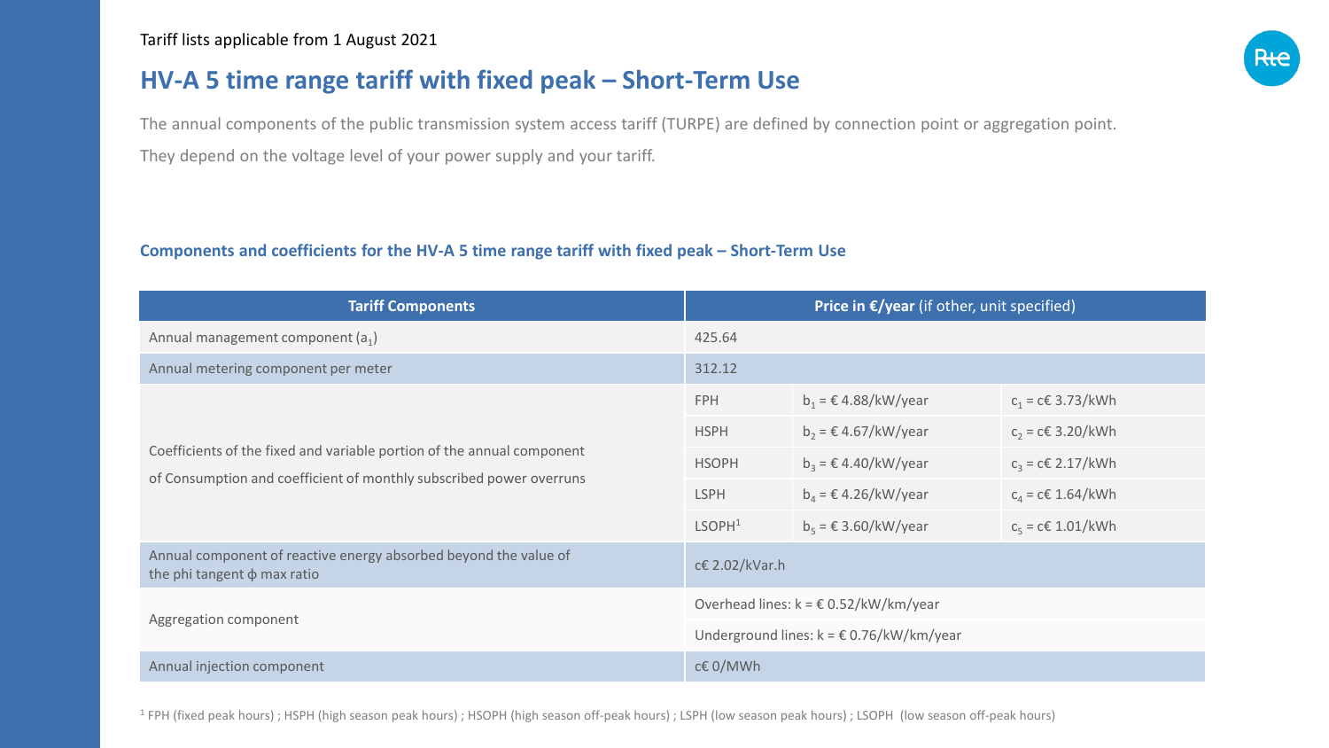Tariff lists applicable from 1 August 2021

# HV-A 5 time range tariff with fixed peak – Short-Term Use

The annual components of the public transmission system access tariff (TURPE) are defined by connection point or aggregation point.

They depend on the voltage level of your power supply and your tariff.

### Components and coefficients for the HV-A 5 time range tariff with fixed peak – Short-Term Use

| Tariff Components | Price in €/year (if other, unit specified) | | |
|---|---|---|---|
| Annual management component ($a_1$) | 425.64 | | |
| Annual metering component per meter | 312.12 | | |
| Coefficients of the fixed and variable portion of the annual component of Consumption and coefficient of monthly subscribed power overruns | FPH | $b_1$ = € 4.88/kW/year | $c_1$ = c€ 3.73/kWh |
| | HSPH | $b_2$ = € 4.67/kW/year | $c_2$ = c€ 3.20/kWh |
| | HSOPH | $b_3$ = € 4.40/kW/year | $c_3$ = c€ 2.17/kWh |
| | LSPH | $b_4$ = € 4.26/kW/year | $c_4$ = c€ 1.64/kWh |
| | LSOPH[1] | $b_5$ = € 3.60/kW/year | $c_5$ = c€ 1.01/kWh |
| Annual component of reactive energy absorbed beyond the value of the phi tangent ϕ max ratio | c€ 2.02/kVar.h | | |
| Aggregation component | Overhead lines: k = € 0.52/kW/km/year | | |
| | Underground lines: k = € 0.76/kW/km/year | | |
| Annual injection component | c€ 0/MWh | | |

[1] FPH (fixed peak hours) ; HSPH (high season peak hours) ; HSOPH (high season off-peak hours) ; LSPH (low season peak hours) ; LSOPH (low season off-peak hours)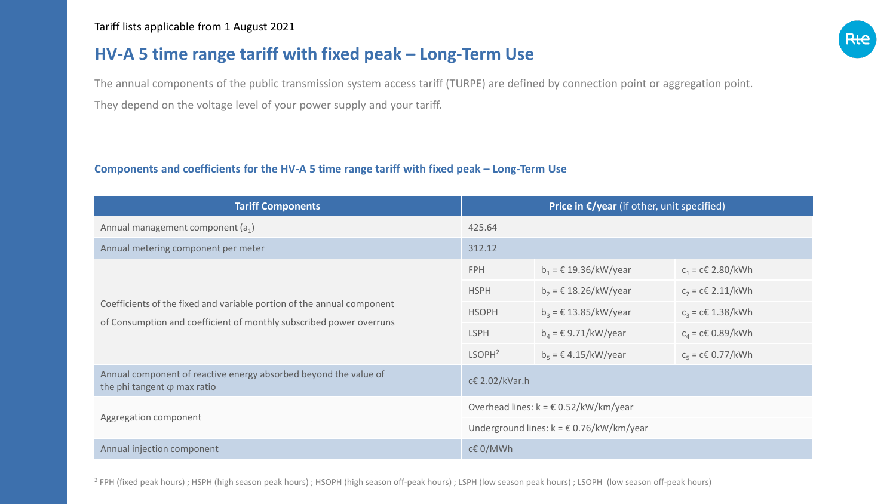Tariff lists applicable from 1 August 2021

# HV-A 5 time range tariff with fixed peak – Long-Term Use

The annual components of the public transmission system access tariff (TURPE) are defined by connection point or aggregation point.

They depend on the voltage level of your power supply and your tariff.

### Components and coefficients for the HV-A 5 time range tariff with fixed peak – Long-Term Use

| Tariff Components | **Price in €/year** (if other, unit specified) | | |
|---|---|---|---|
| Annual management component ($a_1$) | 425.64 | | |
| Annual metering component per meter | 312.12 | | |
| Coefficients of the fixed and variable portion of the annual component of Consumption and coefficient of monthly subscribed power overruns | FPH | $b_1$ = € 19.36/kW/year | $c_1$ = c€ 2.80/kWh |
| | HSPH | $b_2$ = € 18.26/kW/year | $c_2$ = c€ 2.11/kWh |
| | HSOPH | $b_3$ = € 13.85/kW/year | $c_3$ = c€ 1.38/kWh |
| | LSPH | $b_4$ = € 9.71/kW/year | $c_4$ = c€ 0.89/kWh |
| | LSOPH[2] | $b_5$ = € 4.15/kW/year | $c_5$ = c€ 0.77/kWh |
| Annual component of reactive energy absorbed beyond the value of the phi tangent φ max ratio | c€ 2.02/kVar.h | | |
| Aggregation component | Overhead lines: k = € 0.52/kW/km/year | | |
| | Underground lines: k = € 0.76/kW/km/year | | |
| Annual injection component | c€ 0/MWh | | |

[2] FPH (fixed peak hours) ; HSPH (high season peak hours) ; HSOPH (high season off-peak hours) ; LSPH (low season peak hours) ; LSOPH (low season off-peak hours)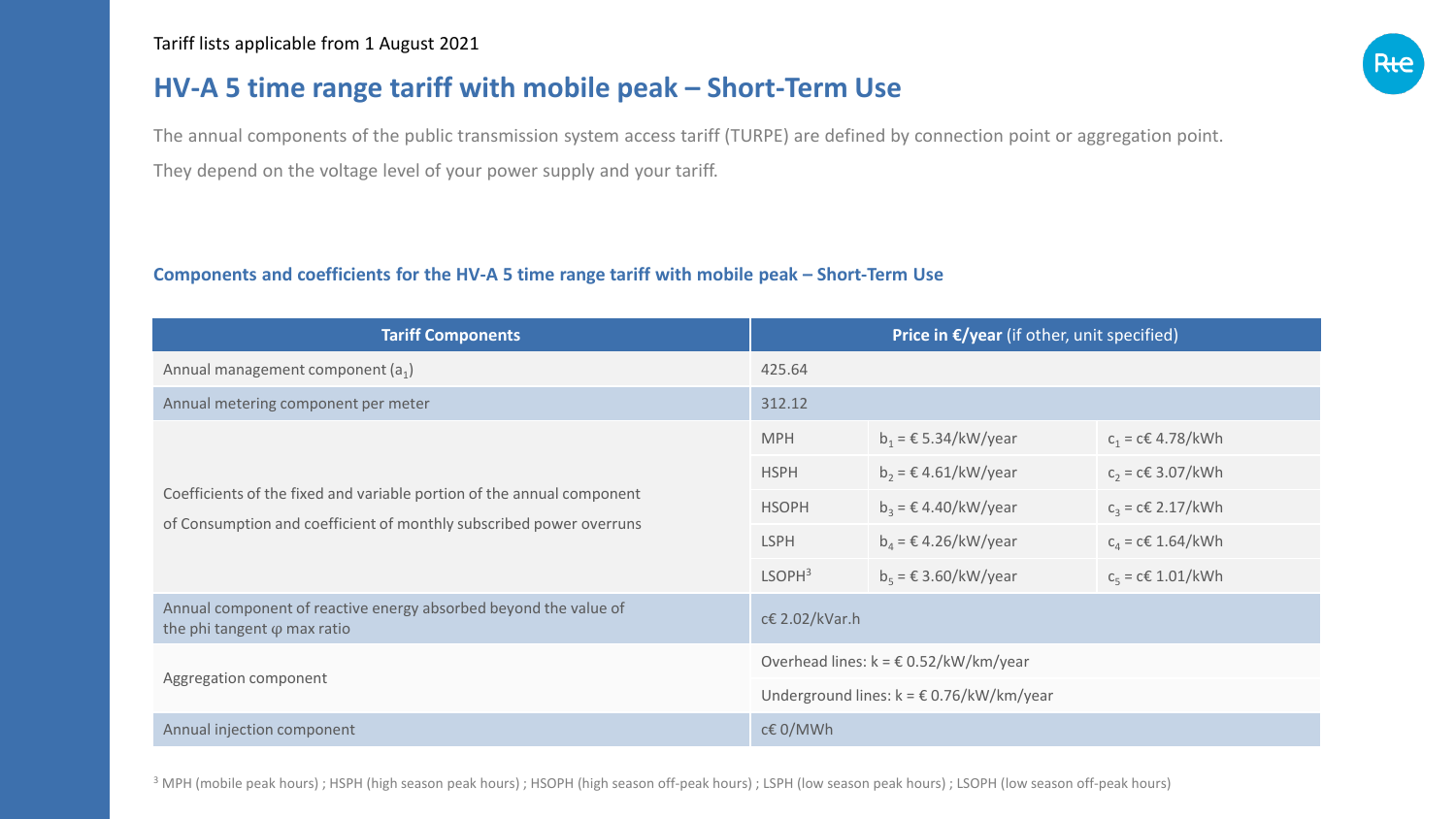Tariff lists applicable from 1 August 2021

# HV-A 5 time range tariff with mobile peak – Short-Term Use

The annual components of the public transmission system access tariff (TURPE) are defined by connection point or aggregation point.

They depend on the voltage level of your power supply and your tariff.

### Components and coefficients for the HV-A 5 time range tariff with mobile peak – Short-Term Use

| Tariff Components | **Price in €/year** (if other, unit specified) | | |
|---|---|---|---|
| Annual management component ($a_1$) | 425.64 | | |
| Annual metering component per meter | 312.12 | | |
| Coefficients of the fixed and variable portion of the annual component of Consumption and coefficient of monthly subscribed power overruns | MPH | $b_1$ = € 5.34/kW/year | $c_1$ = c€ 4.78/kWh |
| | HSPH | $b_2$ = € 4.61/kW/year | $c_2$ = c€ 3.07/kWh |
| | HSOPH | $b_3$ = € 4.40/kW/year | $c_3$ = c€ 2.17/kWh |
| | LSPH | $b_4$ = € 4.26/kW/year | $c_4$ = c€ 1.64/kWh |
| | LSOPH[3] | $b_5$ = € 3.60/kW/year | $c_5$ = c€ 1.01/kWh |
| Annual component of reactive energy absorbed beyond the value of the phi tangent φ max ratio | c€ 2.02/kVar.h | | |
| Aggregation component | Overhead lines: k = € 0.52/kW/km/year | | |
| | Underground lines: k = € 0.76/kW/km/year | | |
| Annual injection component | c€ 0/MWh | | |

[3] MPH (mobile peak hours) ; HSPH (high season peak hours) ; HSOPH (high season off-peak hours) ; LSPH (low season peak hours) ; LSOPH (low season off-peak hours)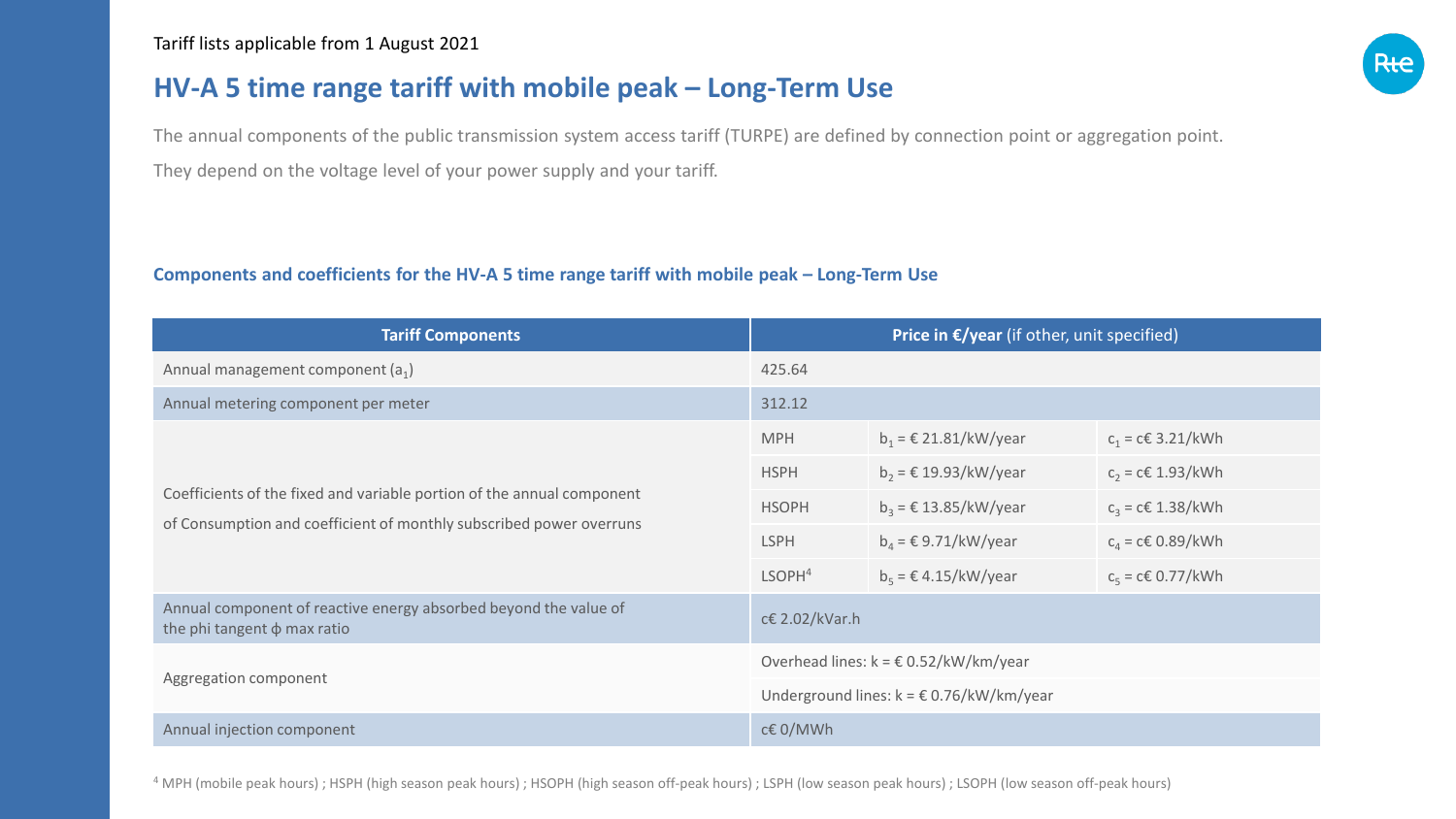Tariff lists applicable from 1 August 2021

# HV-A 5 time range tariff with mobile peak – Long-Term Use

The annual components of the public transmission system access tariff (TURPE) are defined by connection point or aggregation point.

They depend on the voltage level of your power supply and your tariff.

### Components and coefficients for the HV-A 5 time range tariff with mobile peak – Long-Term Use

| Tariff Components | **Price in €/year** (if other, unit specified) | | |
|---|---|---|---|
| Annual management component ($a_1$) | 425.64 | | |
| Annual metering component per meter | 312.12 | | |
| Coefficients of the fixed and variable portion of the annual component of Consumption and coefficient of monthly subscribed power overruns | MPH | $b_1$ = € 21.81/kW/year | $c_1$ = c€ 3.21/kWh |
| | HSPH | $b_2$ = € 19.93/kW/year | $c_2$ = c€ 1.93/kWh |
| | HSOPH | $b_3$ = € 13.85/kW/year | $c_3$ = c€ 1.38/kWh |
| | LSPH | $b_4$ = € 9.71/kW/year | $c_4$ = c€ 0.89/kWh |
| | LSOPH[4] | $b_5$ = € 4.15/kW/year | $c_5$ = c€ 0.77/kWh |
| Annual component of reactive energy absorbed beyond the value of the phi tangent ϕ max ratio | c€ 2.02/kVar.h | | |
| Aggregation component | Overhead lines: k = € 0.52/kW/km/year | | |
| | Underground lines: k = € 0.76/kW/km/year | | |
| Annual injection component | c€ 0/MWh | | |

[4] MPH (mobile peak hours) ; HSPH (high season peak hours) ; HSOPH (high season off-peak hours) ; LSPH (low season peak hours) ; LSOPH (low season off-peak hours)